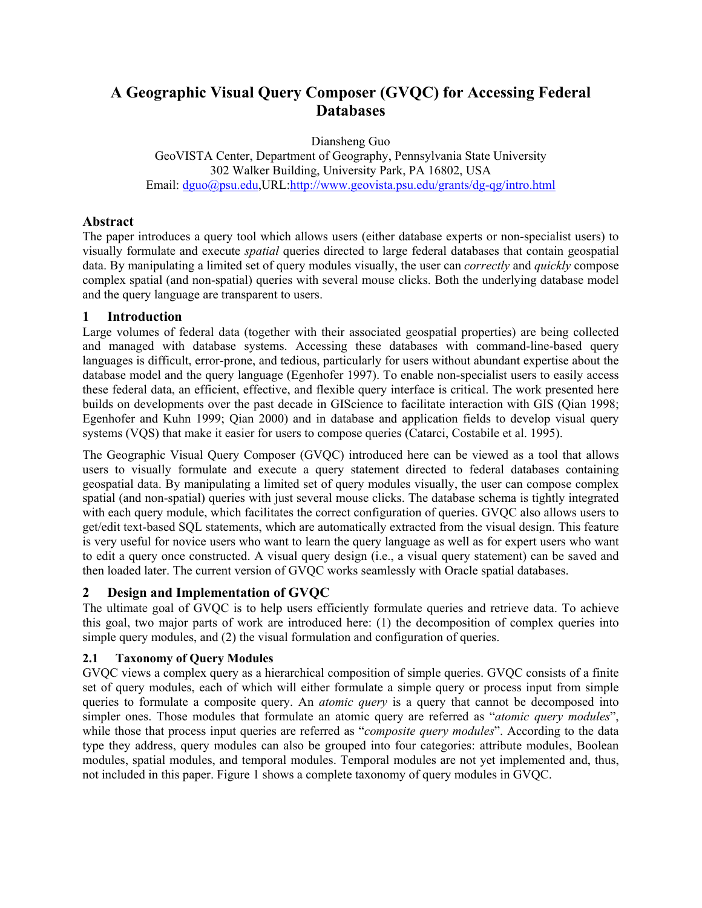# A Geographic Visual Query Composer (GVQC) for Accessing Federal Databases

Diansheng Guo
GeoVISTA Center, Department of Geography, Pennsylvania State University
302 Walker Building, University Park, PA 16802, USA
Email: dguo@psu.edu,URL:http://www.geovista.psu.edu/grants/dg-qg/intro.html

## Abstract

The paper introduces a query tool which allows users (either database experts or non-specialist users) to visually formulate and execute *spatial* queries directed to large federal databases that contain geospatial data. By manipulating a limited set of query modules visually, the user can *correctly* and *quickly* compose complex spatial (and non-spatial) queries with several mouse clicks. Both the underlying database model and the query language are transparent to users.

## 1 Introduction

Large volumes of federal data (together with their associated geospatial properties) are being collected and managed with database systems. Accessing these databases with command-line-based query languages is difficult, error-prone, and tedious, particularly for users without abundant expertise about the database model and the query language (Egenhofer 1997). To enable non-specialist users to easily access these federal data, an efficient, effective, and flexible query interface is critical. The work presented here builds on developments over the past decade in GIScience to facilitate interaction with GIS (Qian 1998; Egenhofer and Kuhn 1999; Qian 2000) and in database and application fields to develop visual query systems (VQS) that make it easier for users to compose queries (Catarci, Costabile et al. 1995).

The Geographic Visual Query Composer (GVQC) introduced here can be viewed as a tool that allows users to visually formulate and execute a query statement directed to federal databases containing geospatial data. By manipulating a limited set of query modules visually, the user can compose complex spatial (and non-spatial) queries with just several mouse clicks. The database schema is tightly integrated with each query module, which facilitates the correct configuration of queries. GVQC also allows users to get/edit text-based SQL statements, which are automatically extracted from the visual design. This feature is very useful for novice users who want to learn the query language as well as for expert users who want to edit a query once constructed. A visual query design (i.e., a visual query statement) can be saved and then loaded later. The current version of GVQC works seamlessly with Oracle spatial databases.

## 2 Design and Implementation of GVQC

The ultimate goal of GVQC is to help users efficiently formulate queries and retrieve data. To achieve this goal, two major parts of work are introduced here: (1) the decomposition of complex queries into simple query modules, and (2) the visual formulation and configuration of queries.

### 2.1 Taxonomy of Query Modules

GVQC views a complex query as a hierarchical composition of simple queries. GVQC consists of a finite set of query modules, each of which will either formulate a simple query or process input from simple queries to formulate a composite query. An *atomic query* is a query that cannot be decomposed into simpler ones. Those modules that formulate an atomic query are referred as "*atomic query modules*", while those that process input queries are referred as "*composite query modules*". According to the data type they address, query modules can also be grouped into four categories: attribute modules, Boolean modules, spatial modules, and temporal modules. Temporal modules are not yet implemented and, thus, not included in this paper. Figure 1 shows a complete taxonomy of query modules in GVQC.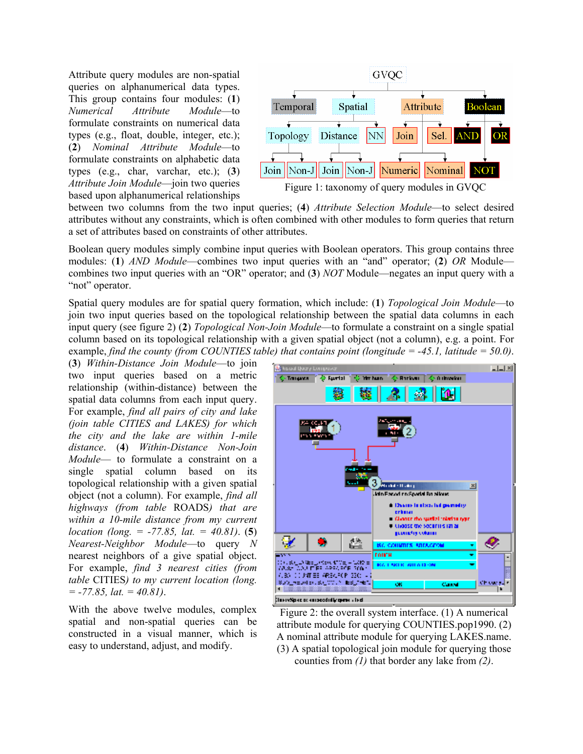Attribute query modules are non-spatial queries on alphanumerical data types. This group contains four modules: (**1**) *Numerical Attribute Module*—to formulate constraints on numerical data types (e.g., float, double, integer, etc.); (**2**) *Nominal Attribute Module*—to formulate constraints on alphabetic data types (e.g., char, varchar, etc.); (**3**) *Attribute Join Module*—join two queries based upon alphanumerical relationships between two columns from the two input queries; (**4**) *Attribute Selection Module*—to select desired attributes without any constraints, which is often combined with other modules to form queries that return a set of attributes based on constraints of other attributes.

Figure 1: taxonomy of query modules in GVQC

Boolean query modules simply combine input queries with Boolean operators. This group contains three modules: (**1**) *AND Module*—combines two input queries with an "and" operator; (**2**) *OR* Module—combines two input queries with an "OR" operator; and (**3**) *NOT* Module—negates an input query with a "not" operator.

Spatial query modules are for spatial query formation, which include: (**1**) *Topological Join Module*—to join two input queries based on the topological relationship between the spatial data columns in each input query (see figure 2) (**2**) *Topological Non-Join Module*—to formulate a constraint on a single spatial column based on its topological relationship with a given spatial object (not a column), e.g. a point. For example, *find the county (from COUNTIES table) that contains point (longitude = -45.1, latitude = 50.0)*. (**3**) *Within-Distance Join Module*—to join two input queries based on a metric relationship (within-distance) between the spatial data columns from each input query. For example, *find all pairs of city and lake (join table CITIES and LAKES) for which the city and the lake are within 1-mile distance*. (**4**) *Within-Distance Non-Join Module*— to formulate a constraint on a single spatial column based on its topological relationship with a given spatial object (not a column). For example, *find all highways (from table* ROADS*) that are within a 10-mile distance from my current location (long. = -77.85, lat. = 40.81)*. (**5**) *Nearest-Neighbor Module*—to query *N* nearest neighbors of a give spatial object. For example, *find 3 nearest cities (from table* CITIES*) to my current location (long. = -77.85, lat. = 40.81)*.

With the above twelve modules, complex spatial and non-spatial queries can be constructed in a visual manner, which is easy to understand, adjust, and modify.

Figure 2: the overall system interface. (1) A numerical attribute module for querying COUNTIES.pop1990. (2) A nominal attribute module for querying LAKES.name. (3) A spatial topological join module for querying those counties from *(1)* that border any lake from *(2)*.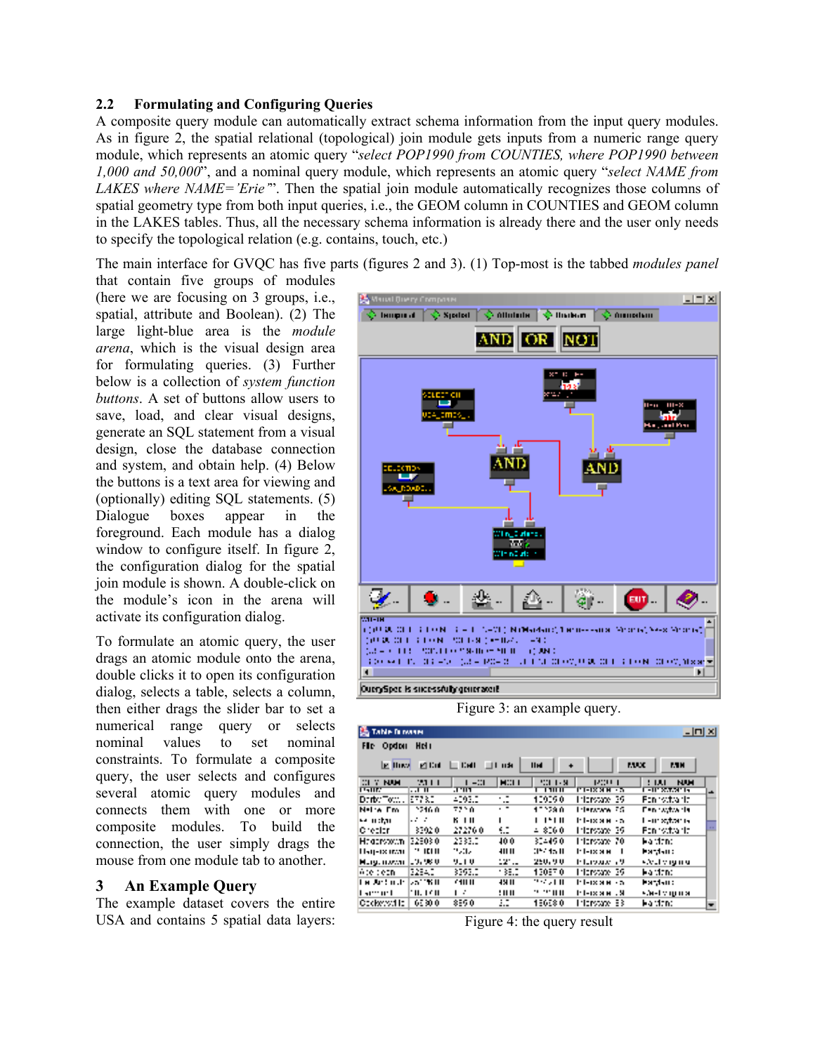### 2.2 Formulating and Configuring Queries

A composite query module can automatically extract schema information from the input query modules. As in figure 2, the spatial relational (topological) join module gets inputs from a numeric range query module, which represents an atomic query "*select POP1990 from COUNTIES, where POP1990 between 1,000 and 50,000*", and a nominal query module, which represents an atomic query "*select NAME from LAKES where NAME='Erie'*". Then the spatial join module automatically recognizes those columns of spatial geometry type from both input queries, i.e., the GEOM column in COUNTIES and GEOM column in the LAKES tables. Thus, all the necessary schema information is already there and the user only needs to specify the topological relation (e.g. contains, touch, etc.)

The main interface for GVQC has five parts (figures 2 and 3). (1) Top-most is the tabbed *modules panel* that contain five groups of modules (here we are focusing on 3 groups, i.e., spatial, attribute and Boolean). (2) The large light-blue area is the *module arena*, which is the visual design area for formulating queries. (3) Further below is a collection of *system function buttons*. A set of buttons allow users to save, load, and clear visual designs, generate an SQL statement from a visual design, close the database connection and system, and obtain help. (4) Below the buttons is a text area for viewing and (optionally) editing SQL statements. (5) Dialogue boxes appear in the foreground. Each module has a dialog window to configure itself. In figure 2, the configuration dialog for the spatial join module is shown. A double-click on the module's icon in the arena will activate its configuration dialog.

Figure 3: an example query.

To formulate an atomic query, the user drags an atomic module onto the arena, double clicks it to open its configuration dialog, selects a table, selects a column, then either drags the slider bar to set a numerical range query or selects nominal values to set nominal constraints. To formulate a composite query, the user selects and configures several atomic query modules and connects them with one or more composite modules. To build the connection, the user simply drags the mouse from one module tab to another.

Figure 4: the query result

## 3 An Example Query

The example dataset covers the entire USA and contains 5 spatial data layers: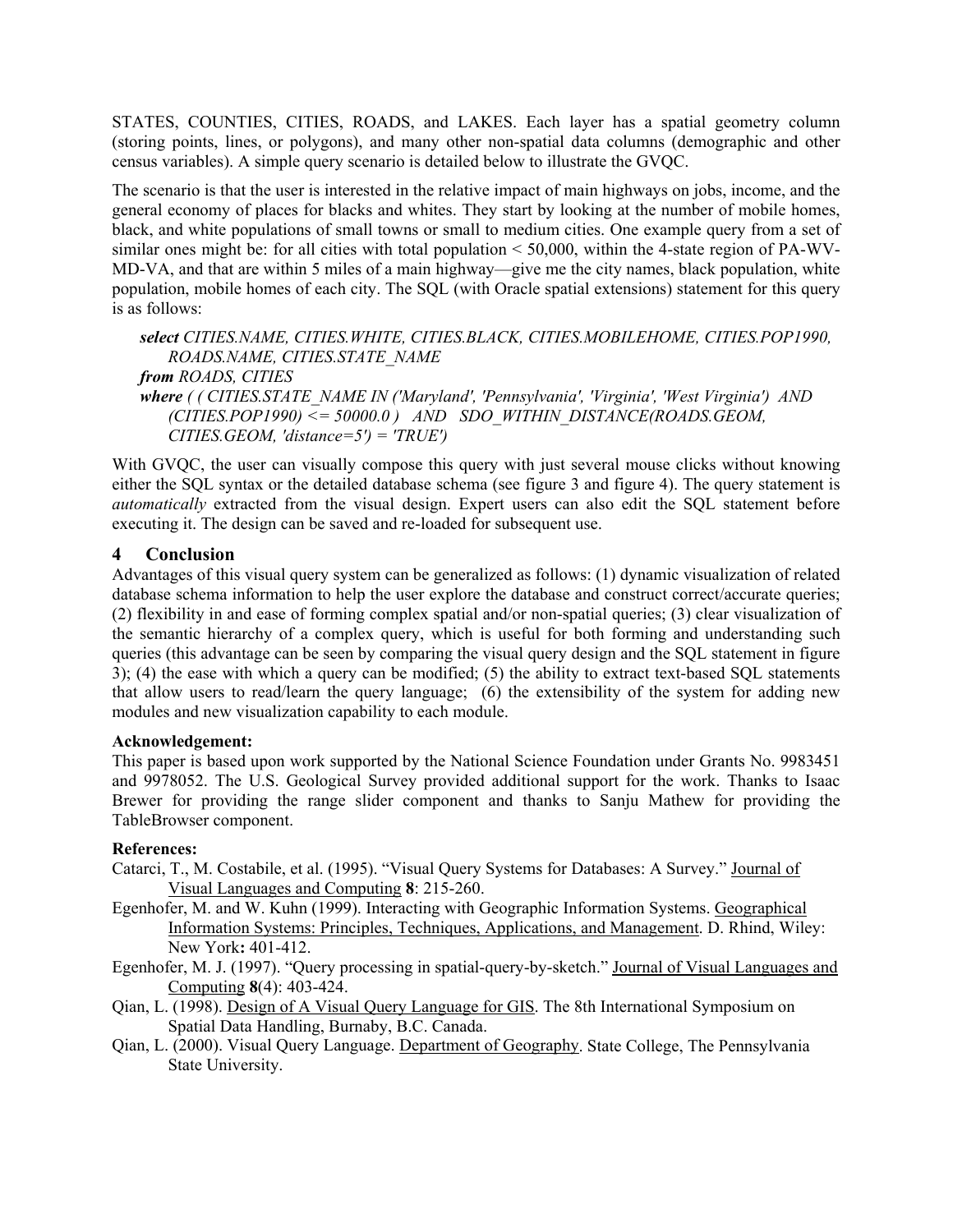STATES, COUNTIES, CITIES, ROADS, and LAKES. Each layer has a spatial geometry column (storing points, lines, or polygons), and many other non-spatial data columns (demographic and other census variables). A simple query scenario is detailed below to illustrate the GVQC.

The scenario is that the user is interested in the relative impact of main highways on jobs, income, and the general economy of places for blacks and whites. They start by looking at the number of mobile homes, black, and white populations of small towns or small to medium cities. One example query from a set of similar ones might be: for all cities with total population < 50,000, within the 4-state region of PA-WV-MD-VA, and that are within 5 miles of a main highway—give me the city names, black population, white population, mobile homes of each city. The SQL (with Oracle spatial extensions) statement for this query is as follows:

> ***select*** *CITIES.NAME, CITIES.WHITE, CITIES.BLACK, CITIES.MOBILEHOME, CITIES.POP1990, ROADS.NAME, CITIES.STATE_NAME*
> ***from*** *ROADS, CITIES*
> ***where*** *( ( CITIES.STATE_NAME IN ('Maryland', 'Pennsylvania', 'Virginia', 'West Virginia') AND (CITIES.POP1990) <= 50000.0 ) AND SDO_WITHIN_DISTANCE(ROADS.GEOM, CITIES.GEOM, 'distance=5') = 'TRUE')*

With GVQC, the user can visually compose this query with just several mouse clicks without knowing either the SQL syntax or the detailed database schema (see figure 3 and figure 4). The query statement is *automatically* extracted from the visual design. Expert users can also edit the SQL statement before executing it. The design can be saved and re-loaded for subsequent use.

## 4 Conclusion

Advantages of this visual query system can be generalized as follows: (1) dynamic visualization of related database schema information to help the user explore the database and construct correct/accurate queries; (2) flexibility in and ease of forming complex spatial and/or non-spatial queries; (3) clear visualization of the semantic hierarchy of a complex query, which is useful for both forming and understanding such queries (this advantage can be seen by comparing the visual query design and the SQL statement in figure 3); (4) the ease with which a query can be modified; (5) the ability to extract text-based SQL statements that allow users to read/learn the query language; (6) the extensibility of the system for adding new modules and new visualization capability to each module.

**Acknowledgement:**

This paper is based upon work supported by the National Science Foundation under Grants No. 9983451 and 9978052. The U.S. Geological Survey provided additional support for the work. Thanks to Isaac Brewer for providing the range slider component and thanks to Sanju Mathew for providing the TableBrowser component.

**References:**

Catarci, T., M. Costabile, et al. (1995). "Visual Query Systems for Databases: A Survey." Journal of Visual Languages and Computing **8**: 215-260.

Egenhofer, M. and W. Kuhn (1999). Interacting with Geographic Information Systems. Geographical Information Systems: Principles, Techniques, Applications, and Management. D. Rhind, Wiley: New York**:** 401-412.

Egenhofer, M. J. (1997). "Query processing in spatial-query-by-sketch." Journal of Visual Languages and Computing **8**(4): 403-424.

Qian, L. (1998). Design of A Visual Query Language for GIS. The 8th International Symposium on Spatial Data Handling, Burnaby, B.C. Canada.

Qian, L. (2000). Visual Query Language. Department of Geography. State College, The Pennsylvania State University.